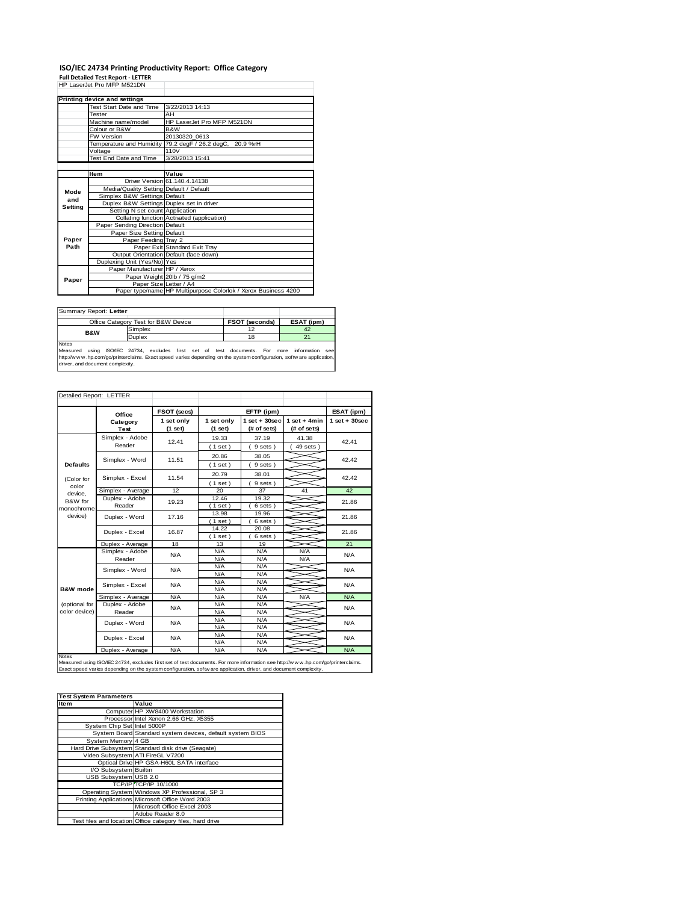# ISO/IEC 24734 Printing Productivity Report: Office Category

**Full Detailed Test Report - LETTER**

HP LaserJet Pro MFP M521DN

| Printing device and settings | |
|---|---|
| Test Start Date and Time | 3/22/2013 14:13 |
| Tester | AH |
| Machine name/model | HP LaserJet Pro MFP M521DN |
| Colour or B&W | B&W |
| FW Version | 20130320_0613 |
| Temperature and Humidity | 79.2 degF / 26.2 degC, 20.9 %rH |
| Voltage | 110V |
| Test End Date and Time | 3/28/2013 15:41 |

| | Item | Value |
|---|---|---|
| Mode and Setting | Driver Version | 61.140.4.14138 |
| | Media/Quality Setting | Default / Default |
| | Simplex B&W Settings | Default |
| | Duplex B&W Settings | Duplex set in driver |
| | Setting N set count | Application |
| | Collating function | Activated (application) |
| Paper Path | Paper Sending Direction | Default |
| | Paper Size Setting | Default |
| | Paper Feeding | Tray 2 |
| | Paper Exit | Standard Exit Tray |
| | Output Orientation | Default (face down) |
| | Duplexing Unit (Yes/No) | Yes |
| Paper | Paper Manufacturer | HP / Xerox |
| | Paper Weight | 20lb / 75 g/m2 |
| | Paper Size | Letter / A4 |
| | Paper type/name | HP Multipurpose Colorlok / Xerox Business 4200 |

Summary Report: **Letter**

| Office Category Test for B&W Device | | FSOT (seconds) | ESAT (ipm) |
|---|---|---|---|
| B&W | Simplex | 12 | 42 |
| | Duplex | 18 | 21 |

Notes
Measured using ISO/IEC 24734, excludes first set of test documents. For more information see http://www.hp.com/go/printerclaims. Exact speed varies depending on the system configuration, software application, driver, and document complexity.

Detailed Report: LETTER

| | Office Category Test | FSOT (secs) 1 set only (1 set) | EFTP (ipm) 1 set only (1 set) | EFTP (ipm) 1 set + 30sec (# of sets) | EFTP (ipm) 1 set + 4min (# of sets) | ESAT (ipm) 1 set + 30sec |
|---|---|---|---|---|---|---|
| Defaults (Color for color device, B&W for monochrome device) | Simplex - Adobe Reader | 12.41 | 19.33 (1 set) | 37.19 (9 sets) | 41.38 (49 sets) | 42.41 |
| | Simplex - Word | 11.51 | 20.86 (1 set) | 38.05 (9 sets) | | 42.42 |
| | Simplex - Excel | 11.54 | 20.79 (1 set) | 38.01 (9 sets) | | 42.42 |
| | Simplex - Average | 12 | 20 | 37 | 41 | 42 |
| | Duplex - Adobe Reader | 19.23 | 12.46 (1 set) | 19.32 (6 sets) | | 21.86 |
| | Duplex - Word | 17.16 | 13.98 (1 set) | 19.96 (6 sets) | | 21.86 |
| | Duplex - Excel | 16.87 | 14.22 (1 set) | 20.08 (6 sets) | | 21.86 |
| | Duplex - Average | 18 | 13 | 19 | | 21 |
| B&W mode (optional for color device) | Simplex - Adobe Reader | N/A | N/A N/A | N/A N/A | N/A N/A | N/A |
| | Simplex - Word | N/A | N/A N/A | N/A N/A | | N/A |
| | Simplex - Excel | N/A | N/A N/A | N/A N/A | | N/A |
| | Simplex - Average | N/A | N/A | N/A | N/A | N/A |
| | Duplex - Adobe Reader | N/A | N/A N/A | N/A N/A | | N/A |
| | Duplex - Word | N/A | N/A N/A | N/A N/A | | N/A |
| | Duplex - Excel | N/A | N/A N/A | N/A N/A | | N/A |
| | Duplex - Average | N/A | N/A | N/A | | N/A |

Notes
Measured using ISO/IEC 24734, excludes first set of test documents. For more information see http://www.hp.com/go/printerclaims. Exact speed varies depending on the system configuration, software application, driver, and document complexity.

| Test System Parameters | |
|---|---|
| **Item** | **Value** |
| Computer | HP XW8400 Workstation |
| Processor | Intel Xenon 2.66 GHz, X5355 |
| System Chip Set | Intel 5000P |
| System Board | Standard system devices, default system BIOS |
| System Memory | 4 GB |
| Hard Drive Subsystem | Standard disk drive (Seagate) |
| Video Subsystem | ATI FireGL V7200 |
| Optical Drive | HP GSA-H60L SATA interface |
| I/O Subsystem | Builtin |
| USB Subsystem | USB 2.0 |
| TCP/IP | TCP/IP 10/1000 |
| Operating System | Windows XP Professional, SP 3 |
| Printing Applications | Microsoft Office Word 2003 |
| | Microsoft Office Excel 2003 |
| | Adobe Reader 8.0 |
| Test files and location | Office category files, hard drive |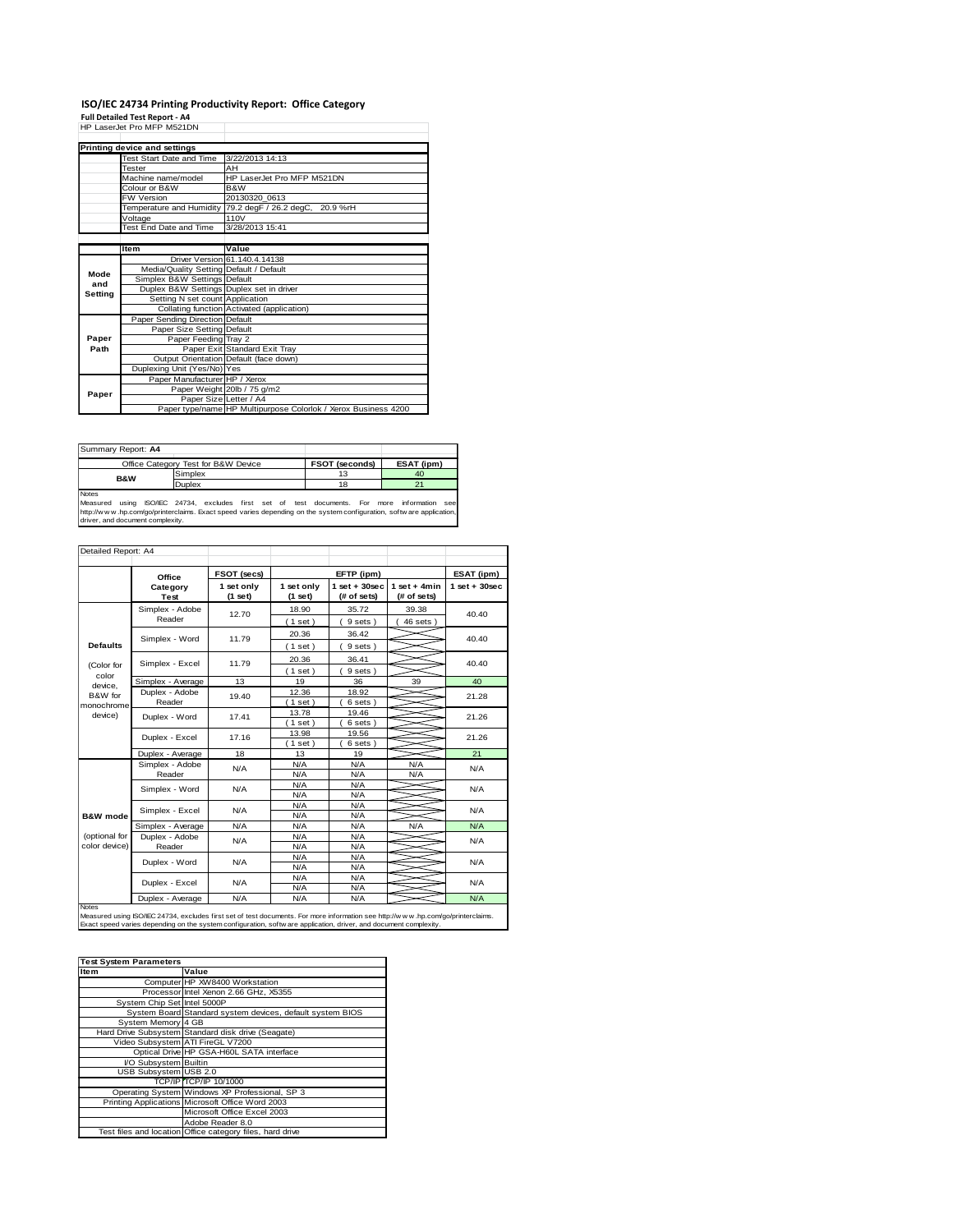# ISO/IEC 24734 Printing Productivity Report: Office Category

**Full Detailed Test Report - A4**

HP LaserJet Pro MFP M521DN

| Printing device and settings | |
|---|---|
| Test Start Date and Time | 3/22/2013 14:13 |
| Tester | AH |
| Machine name/model | HP LaserJet Pro MFP M521DN |
| Colour or B&W | B&W |
| FW Version | 20130320_0613 |
| Temperature and Humidity | 79.2 degF / 26.2 degC, 20.9 %rH |
| Voltage | 110V |
| Test End Date and Time | 3/28/2013 15:41 |

| | Item | Value |
|---|---|---|
| Mode and Setting | Driver Version | 61.140.4.14138 |
| | Media/Quality Setting | Default / Default |
| | Simplex B&W Settings | Default |
| | Duplex B&W Settings | Duplex set in driver |
| | Setting N set count | Application |
| | Collating function | Activated (application) |
| Paper Path | Paper Sending Direction | Default |
| | Paper Size Setting | Default |
| | Paper Feeding | Tray 2 |
| | Paper Exit | Standard Exit Tray |
| | Output Orientation | Default (face down) |
| | Duplexing Unit (Yes/No) | Yes |
| Paper | Paper Manufacturer | HP / Xerox |
| | Paper Weight | 20lb / 75 g/m2 |
| | Paper Size | Letter / A4 |
| | Paper type/name | HP Multipurpose Colorlok / Xerox Business 4200 |

Summary Report: **A4**

| Office Category Test for B&W Device | | FSOT (seconds) | ESAT (ipm) |
|---|---|---|---|
| B&W | Simplex | 13 | 40 |
| | Duplex | 18 | 21 |

Notes
Measured using ISO/IEC 24734, excludes first set of test documents. For more information see http://www.hp.com/go/printerclaims. Exact speed varies depending on the system configuration, software application, driver, and document complexity.

Detailed Report: A4

| | Office Category Test | FSOT (secs) 1 set only (1 set) | EFTP (ipm) 1 set only (1 set) | EFTP (ipm) 1 set + 30sec (# of sets) | EFTP (ipm) 1 set + 4min (# of sets) | ESAT (ipm) 1 set + 30sec |
|---|---|---|---|---|---|---|
| Defaults (Color for color device, B&W for monochrome device) | Simplex - Adobe Reader | 12.70 | 18.90 (1 set) | 35.72 (9 sets) | 39.38 (46 sets) | 40.40 |
| | Simplex - Word | 11.79 | 20.36 (1 set) | 36.42 (9 sets) | | 40.40 |
| | Simplex - Excel | 11.79 | 20.36 (1 set) | 36.41 (9 sets) | | 40.40 |
| | Simplex - Average | 13 | 19 | 36 | 39 | 40 |
| | Duplex - Adobe Reader | 19.40 | 12.36 (1 set) | 18.92 (6 sets) | | 21.28 |
| | Duplex - Word | 17.41 | 13.78 (1 set) | 19.46 (6 sets) | | 21.26 |
| | Duplex - Excel | 17.16 | 13.98 (1 set) | 19.56 (6 sets) | | 21.26 |
| | Duplex - Average | 18 | 13 | 19 | | 21 |
| B&W mode (optional for color device) | Simplex - Adobe Reader | N/A | N/A N/A | N/A N/A | N/A N/A | N/A |
| | Simplex - Word | N/A | N/A N/A | N/A N/A | | N/A |
| | Simplex - Excel | N/A | N/A N/A | N/A N/A | | N/A |
| | Simplex - Average | N/A | N/A | N/A | N/A | N/A |
| | Duplex - Adobe Reader | N/A | N/A N/A | N/A N/A | | N/A |
| | Duplex - Word | N/A | N/A N/A | N/A N/A | | N/A |
| | Duplex - Excel | N/A | N/A N/A | N/A N/A | | N/A |
| | Duplex - Average | N/A | N/A | N/A | | N/A |

Notes
Measured using ISO/IEC 24734, excludes first set of test documents. For more information see http://www.hp.com/go/printerclaims. Exact speed varies depending on the system configuration, software application, driver, and document complexity.

| Test System Parameters | |
|---|---|
| **Item** | **Value** |
| Computer | HP XW8400 Workstation |
| Processor | Intel Xenon 2.66 GHz, X5355 |
| System Chip Set | Intel 5000P |
| System Board | Standard system devices, default system BIOS |
| System Memory | 4 GB |
| Hard Drive Subsystem | Standard disk drive (Seagate) |
| Video Subsystem | ATI FireGL V7200 |
| Optical Drive | HP GSA-H60L SATA interface |
| I/O Subsystem | Builtin |
| USB Subsystem | USB 2.0 |
| TCP/IP | TCP/IP 10/1000 |
| Operating System | Windows XP Professional, SP 3 |
| Printing Applications | Microsoft Office Word 2003 |
| | Microsoft Office Excel 2003 |
| | Adobe Reader 8.0 |
| Test files and location | Office category files, hard drive |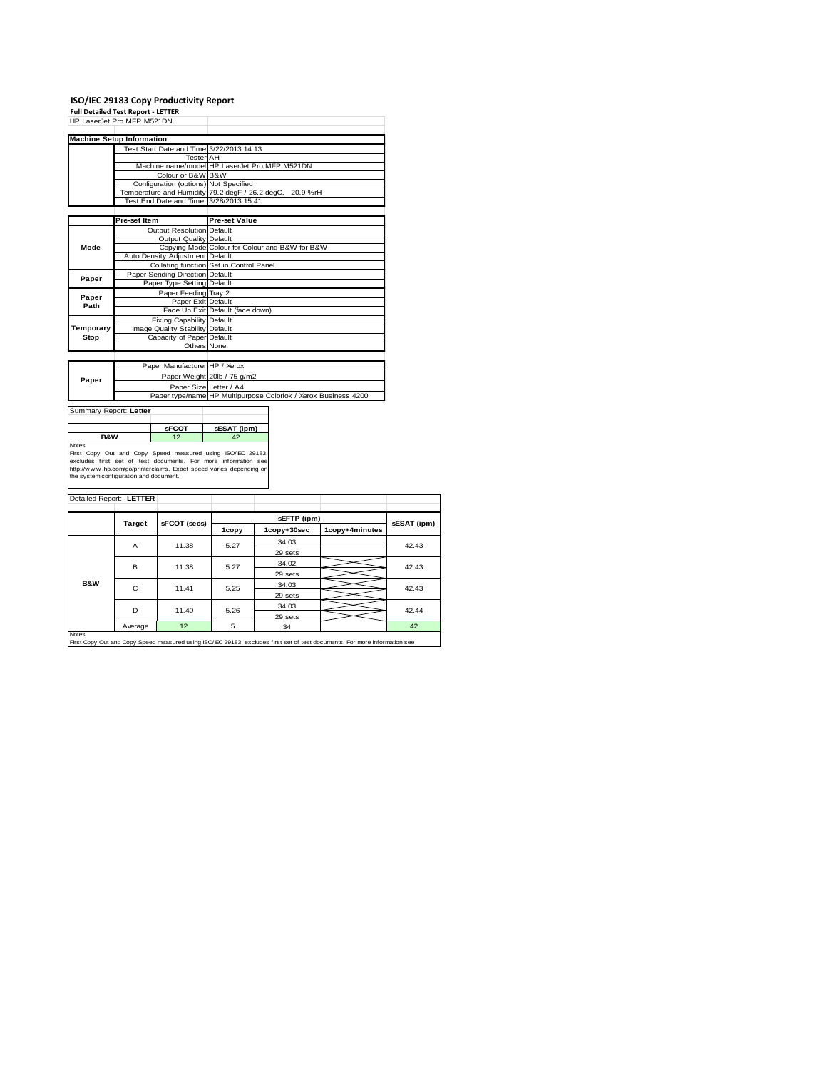# ISO/IEC 29183 Copy Productivity Report

**Full Detailed Test Report - LETTER**

HP LaserJet Pro MFP M521DN

| Machine Setup Information | | |
|---|---|---|
| | Test Start Date and Time | 3/22/2013 14:13 |
| | Tester | AH |
| | Machine name/model | HP LaserJet Pro MFP M521DN |
| | Colour or B&W | B&W |
| | Configuration (options) | Not Specified |
| | Temperature and Humidity | 79.2 degF / 26.2 degC, 20.9 %rH |
| | Test End Date and Time: | 3/28/2013 15:41 |

| | Pre-set Item | Pre-set Value |
|---|---|---|
| Mode | Output Resolution | Default |
| | Output Quality | Default |
| | Copying Mode | Colour for Colour and B&W for B&W |
| | Auto Density Adjustment | Default |
| | Collating function | Set in Control Panel |
| Paper | Paper Sending Direction | Default |
| | Paper Type Setting | Default |
| Paper Path | Paper Feeding | Tray 2 |
| | Paper Exit | Default |
| | Face Up Exit | Default (face down) |
| Temporary Stop | Fixing Capability | Default |
| | Image Quality Stability | Default |
| | Capacity of Paper | Default |
| | Others | None |

| | | |
|---|---|---|
| Paper | Paper Manufacturer | HP / Xerox |
| | Paper Weight | 20lb / 75 g/m2 |
| | Paper Size | Letter / A4 |
| | Paper type/name | HP Multipurpose Colorlok / Xerox Business 4200 |

Summary Report: **Letter**

| | sFCOT | sESAT (ipm) |
|---|---|---|
| B&W | 12 | 42 |

Notes
First Copy Out and Copy Speed measured using ISO/IEC 29183, excludes first set of test documents. For more information see http://www.hp.com/go/printerclaims. Exact speed varies depending on the system configuration and document.

Detailed Report: **LETTER**

| | Target | sFCOT (secs) | sEFTP (ipm) | | | sESAT (ipm) |
|---|---|---|---|---|---|---|
| | | | 1copy | 1copy+30sec | 1copy+4minutes | |
| B&W | A | 11.38 | 5.27 | 34.03<br>29 sets | | 42.43 |
| | B | 11.38 | 5.27 | 34.02<br>29 sets | | 42.43 |
| | C | 11.41 | 5.25 | 34.03<br>29 sets | | 42.43 |
| | D | 11.40 | 5.26 | 34.03<br>29 sets | | 42.44 |
| | Average | 12 | 5 | 34 | | 42 |

Notes
First Copy Out and Copy Speed measured using ISO/IEC 29183, excludes first set of test documents. For more information see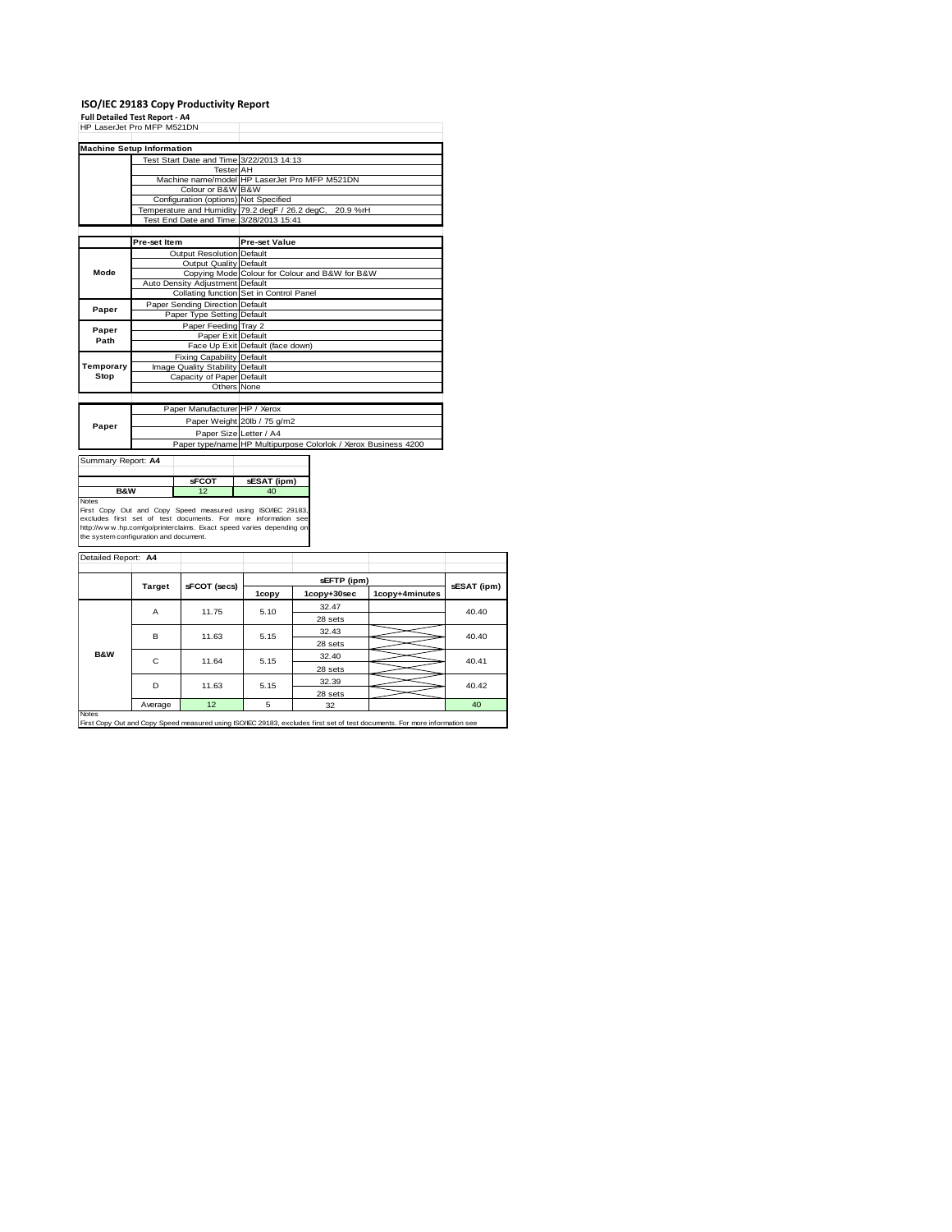# ISO/IEC 29183 Copy Productivity Report

**Full Detailed Test Report - A4**

HP LaserJet Pro MFP M521DN

| Machine Setup Information | | |
|---|---|---|
| | Test Start Date and Time | 3/22/2013 14:13 |
| | Tester | AH |
| | Machine name/model | HP LaserJet Pro MFP M521DN |
| | Colour or B&W | B&W |
| | Configuration (options) | Not Specified |
| | Temperature and Humidity | 79.2 degF / 26.2 degC, 20.9 %rH |
| | Test End Date and Time: | 3/28/2013 15:41 |

| | Pre-set Item | Pre-set Value |
|---|---|---|
| Mode | Output Resolution | Default |
| | Output Quality | Default |
| | Copying Mode | Colour for Colour and B&W for B&W |
| | Auto Density Adjustment | Default |
| | Collating function | Set in Control Panel |
| Paper | Paper Sending Direction | Default |
| | Paper Type Setting | Default |
| Paper Path | Paper Feeding | Tray 2 |
| | Paper Exit | Default |
| | Face Up Exit | Default (face down) |
| Temporary Stop | Fixing Capability | Default |
| | Image Quality Stability | Default |
| | Capacity of Paper | Default |
| | Others | None |

| | | |
|---|---|---|
| Paper | Paper Manufacturer | HP / Xerox |
| | Paper Weight | 20lb / 75 g/m2 |
| | Paper Size | Letter / A4 |
| | Paper type/name | HP Multipurpose Colorlok / Xerox Business 4200 |

Summary Report: **A4**

| | sFCOT | sESAT (ipm) |
|---|---|---|
| B&W | 12 | 40 |

Notes

First Copy Out and Copy Speed measured using ISO/IEC 29183, excludes first set of test documents. For more information see http://www.hp.com/go/printerclaims. Exact speed varies depending on the system configuration and document.

Detailed Report: **A4**

| | Target | sFCOT (secs) | sEFTP (ipm) | | | sESAT (ipm) |
|---|---|---|---|---|---|---|
| | | | 1copy | 1copy+30sec | 1copy+4minutes | |
| B&W | A | 11.75 | 5.10 | 32.47<br>28 sets | | 40.40 |
| | B | 11.63 | 5.15 | 32.43<br>28 sets | | 40.40 |
| | C | 11.64 | 5.15 | 32.40<br>28 sets | | 40.41 |
| | D | 11.63 | 5.15 | 32.39<br>28 sets | | 40.42 |
| | Average | 12 | 5 | 32 | | 40 |

Notes

First Copy Out and Copy Speed measured using ISO/IEC 29183, excludes first set of test documents. For more information see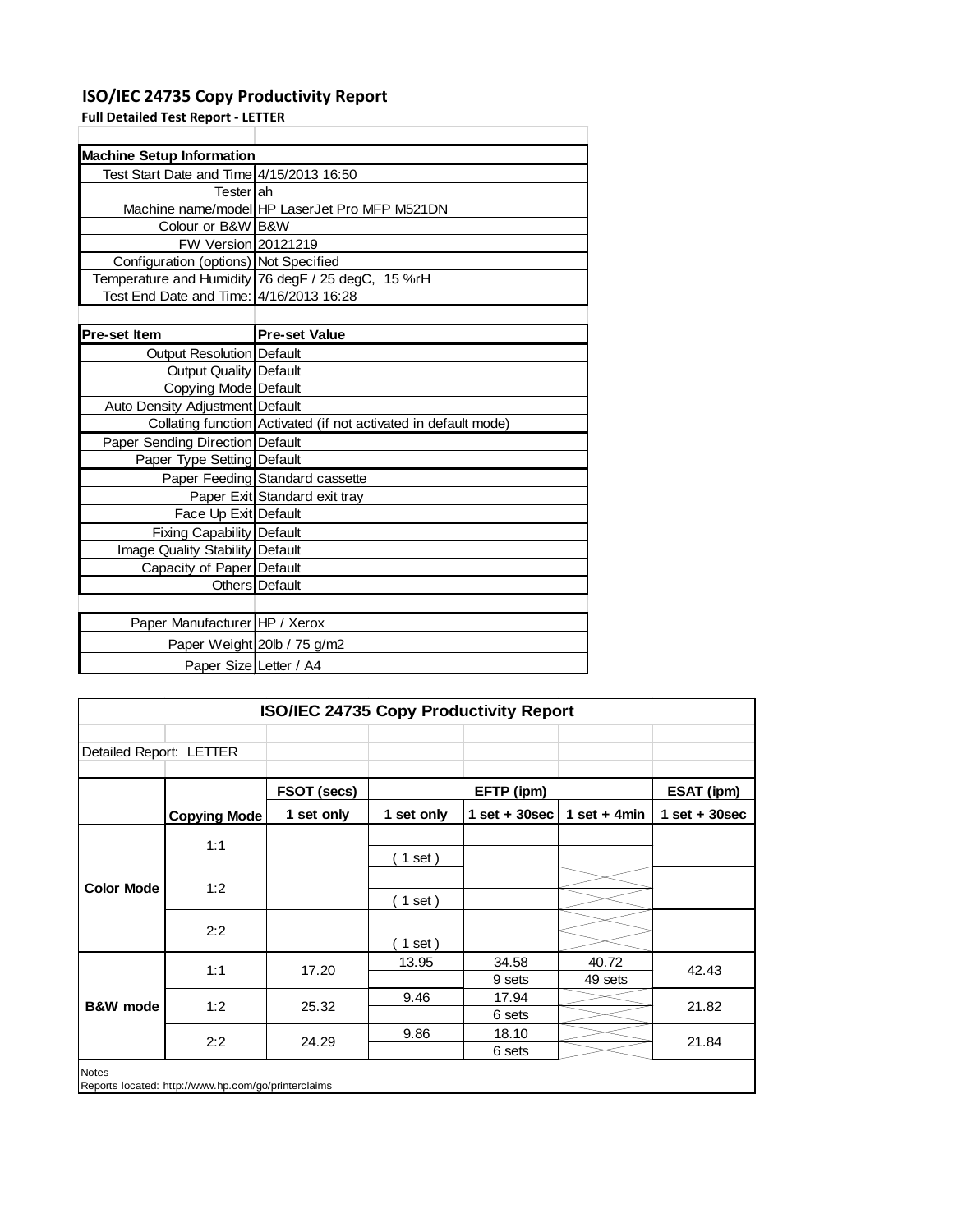# ISO/IEC 24735 Copy Productivity Report

**Full Detailed Test Report - LETTER**

| Machine Setup Information | |
|---|---|
| Test Start Date and Time | 4/15/2013 16:50 |
| Tester | ah |
| Machine name/model | HP LaserJet Pro MFP M521DN |
| Colour or B&W | B&W |
| FW Version | 20121219 |
| Configuration (options) | Not Specified |
| Temperature and Humidity | 76 degF / 25 degC, 15 %rH |
| Test End Date and Time: | 4/16/2013 16:28 |

| Pre-set Item | Pre-set Value |
|---|---|
| Output Resolution | Default |
| Output Quality | Default |
| Copying Mode | Default |
| Auto Density Adjustment | Default |
| Collating function | Activated (if not activated in default mode) |
| Paper Sending Direction | Default |
| Paper Type Setting | Default |
| Paper Feeding | Standard cassette |
| Paper Exit | Standard exit tray |
| Face Up Exit | Default |
| Fixing Capability | Default |
| Image Quality Stability | Default |
| Capacity of Paper | Default |
| Others | Default |

| | |
|---|---|
| Paper Manufacturer | HP / Xerox |
| Paper Weight | 20lb / 75 g/m2 |
| Paper Size | Letter / A4 |

## ISO/IEC 24735 Copy Productivity Report

Detailed Report: LETTER

| | | FSOT (secs) | EFTP (ipm) | | | ESAT (ipm) |
|---|---|---|---|---|---|---|
| | **Copying Mode** | **1 set only** | **1 set only** | **1 set + 30sec** | **1 set + 4min** | **1 set + 30sec** |
| **Color Mode** | 1:1 | | ( 1 set ) | | | |
| | 1:2 | | ( 1 set ) | | | |
| | 2:2 | | ( 1 set ) | | | |
| **B&W mode** | 1:1 | 17.20 | 13.95 | 34.58<br>9 sets | 40.72<br>49 sets | 42.43 |
| | 1:2 | 25.32 | 9.46 | 17.94<br>6 sets | | 21.82 |
| | 2:2 | 24.29 | 9.86 | 18.10<br>6 sets | | 21.84 |

Notes

Reports located: http://www.hp.com/go/printerclaims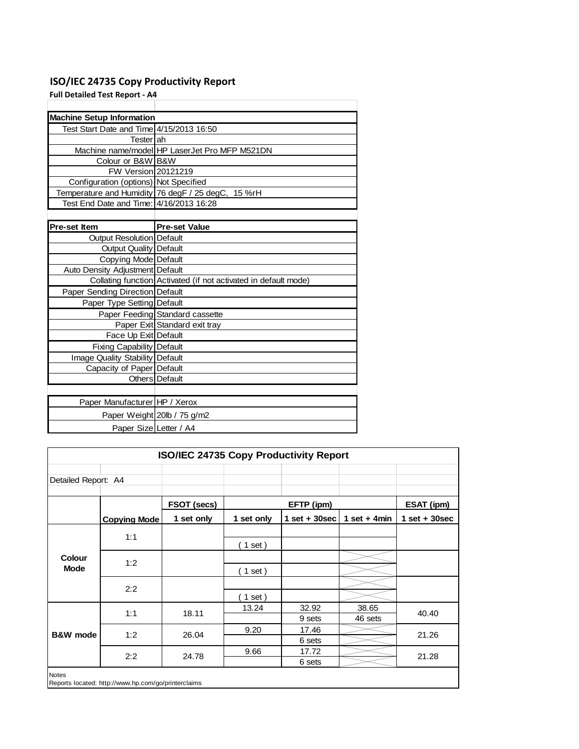## ISO/IEC 24735 Copy Productivity Report

**Full Detailed Test Report - A4**

| Machine Setup Information | |
|---|---|
| Test Start Date and Time | 4/15/2013 16:50 |
| Tester | ah |
| Machine name/model | HP LaserJet Pro MFP M521DN |
| Colour or B&W | B&W |
| FW Version | 20121219 |
| Configuration (options) | Not Specified |
| Temperature and Humidity | 76 degF / 25 degC, 15 %rH |
| Test End Date and Time: | 4/16/2013 16:28 |

| Pre-set Item | Pre-set Value |
|---|---|
| Output Resolution | Default |
| Output Quality | Default |
| Copying Mode | Default |
| Auto Density Adjustment | Default |
| Collating function | Activated (if not activated in default mode) |
| Paper Sending Direction | Default |
| Paper Type Setting | Default |
| Paper Feeding | Standard cassette |
| Paper Exit | Standard exit tray |
| Face Up Exit | Default |
| Fixing Capability | Default |
| Image Quality Stability | Default |
| Capacity of Paper | Default |
| Others | Default |

| | |
|---|---|
| Paper Manufacturer | HP / Xerox |
| Paper Weight | 20lb / 75 g/m2 |
| Paper Size | Letter / A4 |

**ISO/IEC 24735 Copy Productivity Report**

Detailed Report: A4

| | | FSOT (secs) | EFTP (ipm) | | | ESAT (ipm) |
|---|---|---|---|---|---|---|
| | **Copying Mode** | **1 set only** | **1 set only** | **1 set + 30sec** | **1 set + 4min** | **1 set + 30sec** |
| Colour Mode | 1:1 | | ( 1 set ) | | | |
| | 1:2 | | ( 1 set ) | | | |
| | 2:2 | | ( 1 set ) | | | |
| B&W mode | 1:1 | 18.11 | 13.24 | 32.92<br>9 sets | 38.65<br>46 sets | 40.40 |
| | 1:2 | 26.04 | 9.20 | 17.46<br>6 sets | | 21.26 |
| | 2:2 | 24.78 | 9.66 | 17.72<br>6 sets | | 21.28 |

Notes

Reports located: http://www.hp.com/go/printerclaims